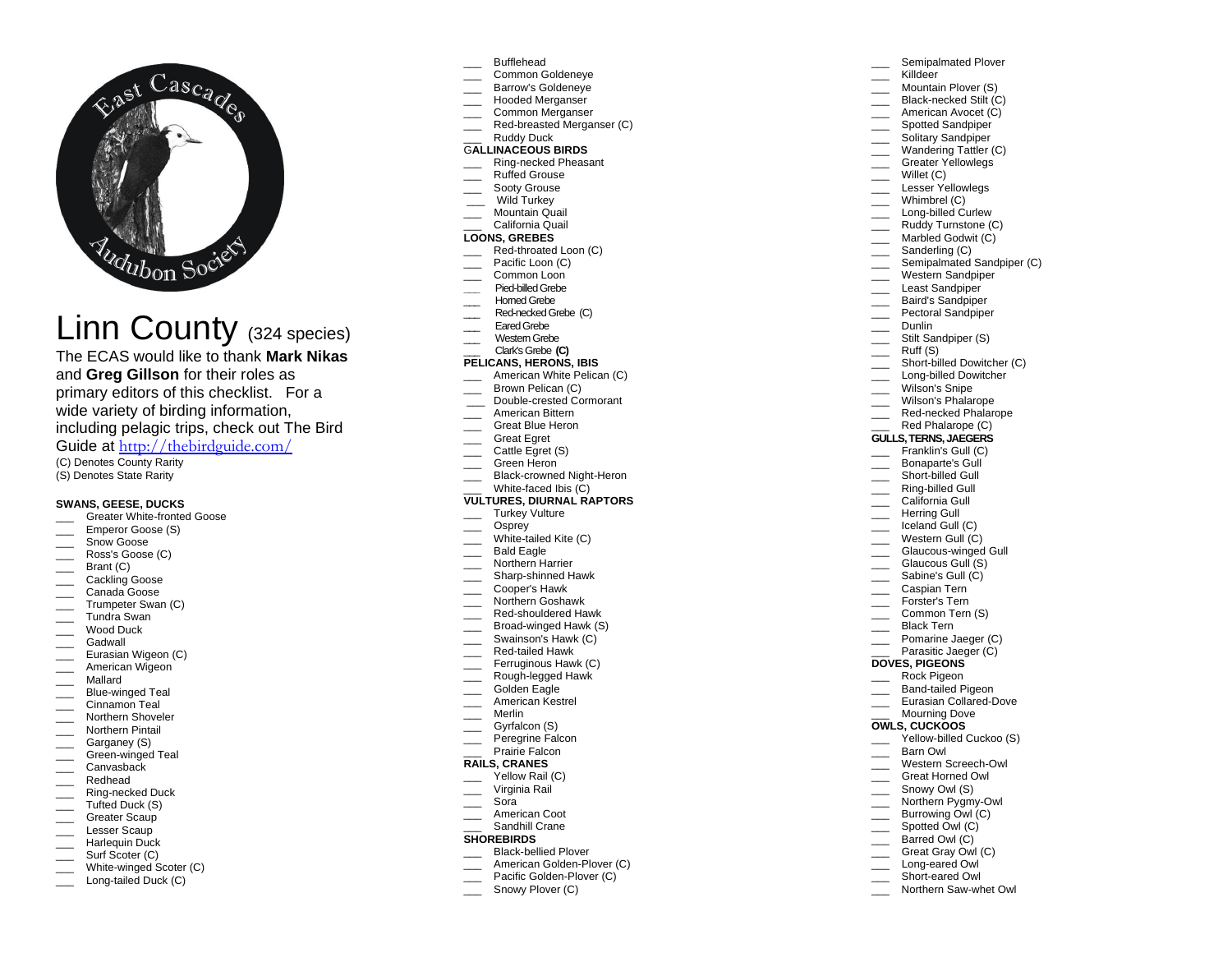# Linn County (324 species)

The ECAS would like to thank **Mark Nikas** and **Greg Gillson** for their roles as primary editors of this checklist. For a wide variety of birding information, including pelagic trips, check out The Bird Guide at http://thebirdguide.com/

(C) Denotes County Rarity
(S) Denotes State Rarity

**SWANS, GEESE, DUCKS**

- ___ Greater White-fronted Goose
- ___ Emperor Goose (S)
- ___ Snow Goose
- ___ Ross's Goose (C)
- ___ Brant (C)
- ___ Cackling Goose
- ___ Canada Goose
- ___ Trumpeter Swan (C)
- ___ Tundra Swan
- ___ Wood Duck
- ___ Gadwall
- ___ Eurasian Wigeon (C)
- ___ American Wigeon
- ___ Mallard
- ___ Blue-winged Teal
- ___ Cinnamon Teal
- ___ Northern Shoveler
- ___ Northern Pintail
- ___ Garganey (S)
- ___ Green-winged Teal
- ___ Canvasback
- ___ Redhead
- ___ Ring-necked Duck
- ___ Tufted Duck (S)
- ___ Greater Scaup
- ___ Lesser Scaup
- ___ Harlequin Duck
- ___ Surf Scoter (C)
- ___ White-winged Scoter (C)
- ___ Long-tailed Duck (C)
- ___ Bufflehead
- ___ Common Goldeneye
- ___ Barrow's Goldeneye
- ___ Hooded Merganser
- ___ Common Merganser
- ___ Red-breasted Merganser (C)
- ___ Ruddy Duck

**GALLINACEOUS BIRDS**

- ___ Ring-necked Pheasant
- ___ Ruffed Grouse
- ___ Sooty Grouse
- ___ Wild Turkey
- ___ Mountain Quail
- ___ California Quail

**LOONS, GREBES**

- ___ Red-throated Loon (C)
- ___ Pacific Loon (C)
- ___ Common Loon
- ___ Pied-billed Grebe
- ___ Horned Grebe
- ___ Red-necked Grebe (C)
- ___ Eared Grebe
- ___ Western Grebe
- ___ Clark's Grebe **(C)**

**PELICANS, HERONS, IBIS**

- ___ American White Pelican (C)
- ___ Brown Pelican (C)
- ___ Double-crested Cormorant
- ___ American Bittern
- ___ Great Blue Heron
- ___ Great Egret
- ___ Cattle Egret (S)
- ___ Green Heron
- ___ Black-crowned Night-Heron
- ___ White-faced Ibis (C)

**VULTURES, DIURNAL RAPTORS**

- ___ Turkey Vulture
- ___ Osprey
- ___ White-tailed Kite (C)
- ___ Bald Eagle
- ___ Northern Harrier
- ___ Sharp-shinned Hawk
- ___ Cooper's Hawk
- ___ Northern Goshawk
- ___ Red-shouldered Hawk
- ___ Broad-winged Hawk (S)
- ___ Swainson's Hawk (C)
- ___ Red-tailed Hawk
- ___ Ferruginous Hawk (C)
- ___ Rough-legged Hawk
- ___ Golden Eagle
- ___ American Kestrel
- ___ Merlin
- ___ Gyrfalcon (S)
- ___ Peregrine Falcon
- ___ Prairie Falcon

**RAILS, CRANES**

- ___ Yellow Rail (C)
- ___ Virginia Rail
- ___ Sora
- ___ American Coot
- ___ Sandhill Crane

**SHOREBIRDS**

- ___ Black-bellied Plover
- ___ American Golden-Plover (C)
- ___ Pacific Golden-Plover (C)
- ___ Snowy Plover (C)
- ___ Semipalmated Plover
- ___ Killdeer
- ___ Mountain Plover (S)
- ___ Black-necked Stilt (C)
- ___ American Avocet (C)
- ___ Spotted Sandpiper
- ___ Solitary Sandpiper
- ___ Wandering Tattler (C)
- ___ Greater Yellowlegs
- ___ Willet (C)
- ___ Lesser Yellowlegs
- ___ Whimbrel (C)
- ___ Long-billed Curlew
- ___ Ruddy Turnstone (C)
- ___ Marbled Godwit (C)
- ___ Sanderling (C)
- ___ Semipalmated Sandpiper (C)
- ___ Western Sandpiper
- ___ Least Sandpiper
- ___ Baird's Sandpiper
- ___ Pectoral Sandpiper
- ___ Dunlin
- ___ Stilt Sandpiper (S)
- ___ Ruff (S)
- ___ Short-billed Dowitcher (C)
- ___ Long-billed Dowitcher
- ___ Wilson's Snipe
- ___ Wilson's Phalarope
- ___ Red-necked Phalarope
- ___ Red Phalarope (C)

**GULLS, TERNS, JAEGERS**

- ___ Franklin's Gull (C)
- ___ Bonaparte's Gull
- ___ Short-billed Gull
- ___ Ring-billed Gull
- ___ California Gull
- ___ Herring Gull
- ___ Iceland Gull (C)
- ___ Western Gull (C)
- ___ Glaucous-winged Gull
- ___ Glaucous Gull (S)
- ___ Sabine's Gull (C)
- ___ Caspian Tern
- ___ Forster's Tern
- ___ Common Tern (S)
- ___ Black Tern
- ___ Pomarine Jaeger (C)
- ___ Parasitic Jaeger (C)

**DOVES, PIGEONS**

- ___ Rock Pigeon
- ___ Band-tailed Pigeon
- ___ Eurasian Collared-Dove
- ___ Mourning Dove

**OWLS, CUCKOOS**

- ___ Yellow-billed Cuckoo (S)
- ___ Barn Owl
- ___ Western Screech-Owl
- ___ Great Horned Owl
- ___ Snowy Owl (S)
- ___ Northern Pygmy-Owl
- ___ Burrowing Owl (C)
- ___ Spotted Owl (C)
- ___ Barred Owl (C)
- ___ Great Gray Owl (C)
- ___ Long-eared Owl
- ___ Short-eared Owl
- ___ Northern Saw-whet Owl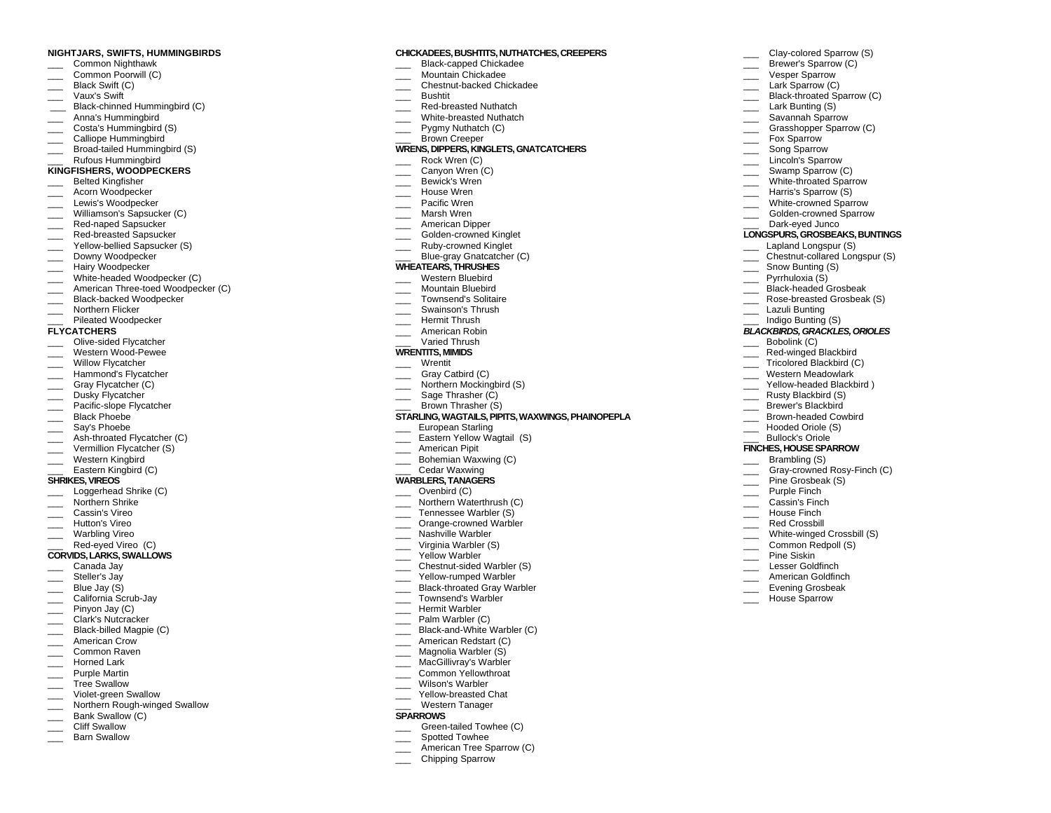**NIGHTJARS, SWIFTS, HUMMINGBIRDS**

- ___ Common Nighthawk
- ___ Common Poorwill (C)
- ___ Black Swift (C)
- ___ Vaux's Swift
- ___ Black-chinned Hummingbird (C)
- ___ Anna's Hummingbird
- ___ Costa's Hummingbird (S)
- ___ Calliope Hummingbird
- ___ Broad-tailed Hummingbird (S)
- ___ Rufous Hummingbird

**KINGFISHERS, WOODPECKERS**

- ___ Belted Kingfisher
- ___ Acorn Woodpecker
- ___ Lewis's Woodpecker
- ___ Williamson's Sapsucker (C)
- ___ Red-naped Sapsucker
- ___ Red-breasted Sapsucker
- ___ Yellow-bellied Sapsucker (S)
- ___ Downy Woodpecker
- ___ Hairy Woodpecker
- ___ White-headed Woodpecker (C)
- ___ American Three-toed Woodpecker (C)
- ___ Black-backed Woodpecker
- ___ Northern Flicker
- ___ Pileated Woodpecker

**FLYCATCHERS**

- ___ Olive-sided Flycatcher
- ___ Western Wood-Pewee
- ___ Willow Flycatcher
- ___ Hammond's Flycatcher
- ___ Gray Flycatcher (C)
- ___ Dusky Flycatcher
- ___ Pacific-slope Flycatcher
- ___ Black Phoebe
- ___ Say's Phoebe
- ___ Ash-throated Flycatcher (C)
- ___ Vermillion Flycatcher (S)
- ___ Western Kingbird
- ___ Eastern Kingbird (C)

**SHRIKES, VIREOS**

- ___ Loggerhead Shrike (C)
- ___ Northern Shrike
- ___ Cassin's Vireo
- ___ Hutton's Vireo
- ___ Warbling Vireo
- ___ Red-eyed Vireo (C)

**CORVIDS, LARKS, SWALLOWS**

- ___ Canada Jay
- ___ Steller's Jay
- ___ Blue Jay (S)
- ___ California Scrub-Jay
- ___ Pinyon Jay (C)
- ___ Clark's Nutcracker
- ___ Black-billed Magpie (C)
- ___ American Crow
- ___ Common Raven
- ___ Horned Lark
- ___ Purple Martin
- ___ Tree Swallow
- ___ Violet-green Swallow
- ___ Northern Rough-winged Swallow
- ___ Bank Swallow (C)
- ___ Cliff Swallow
- ___ Barn Swallow

**CHICKADEES, BUSHTITS, NUTHATCHES, CREEPERS**

- ___ Black-capped Chickadee
- ___ Mountain Chickadee
- ___ Chestnut-backed Chickadee
- ___ Bushtit
- ___ Red-breasted Nuthatch
- ___ White-breasted Nuthatch
- ___ Pygmy Nuthatch (C)
- ___ Brown Creeper

**WRENS, DIPPERS, KINGLETS, GNATCATCHERS**

- ___ Rock Wren (C)
- ___ Canyon Wren (C)
- ___ Bewick's Wren
- ___ House Wren
- ___ Pacific Wren
- ___ Marsh Wren
- ___ American Dipper
- ___ Golden-crowned Kinglet
- ___ Ruby-crowned Kinglet
- ___ Blue-gray Gnatcatcher (C)

**WHEATEARS, THRUSHES**

- ___ Western Bluebird
- ___ Mountain Bluebird
- ___ Townsend's Solitaire
- ___ Swainson's Thrush
- ___ Hermit Thrush
- ___ American Robin
- ___ Varied Thrush

**WRENTITS, MIMIDS**

- ___ Wrentit
- ___ Gray Catbird (C)
- ___ Northern Mockingbird (S)
- ___ Sage Thrasher (C)
- ___ Brown Thrasher (S)

**STARLING, WAGTAILS, PIPITS, WAXWINGS, PHAINOPEPLA**

- ___ European Starling
- ___ Eastern Yellow Wagtail (S)
- ___ American Pipit
- ___ Bohemian Waxwing (C)
- ___ Cedar Waxwing

**WARBLERS, TANAGERS**

- ___ Ovenbird (C)
- ___ Northern Waterthrush (C)
- ___ Tennessee Warbler (S)
- ___ Orange-crowned Warbler
- ___ Nashville Warbler
- ___ Virginia Warbler (S)
- ___ Yellow Warbler
- ___ Chestnut-sided Warbler (S)
- ___ Yellow-rumped Warbler
- ___ Black-throated Gray Warbler
- ___ Townsend's Warbler
- ___ Hermit Warbler
- ___ Palm Warbler (C)
- ___ Black-and-White Warbler (C)
- ___ American Redstart (C)
- ___ Magnolia Warbler (S)
- ___ MacGillivray's Warbler
- ___ Common Yellowthroat
- ___ Wilson's Warbler
- ___ Yellow-breasted Chat
- ___ Western Tanager

**SPARROWS**

- ___ Green-tailed Towhee (C)
- ___ Spotted Towhee
- ___ American Tree Sparrow (C)
- ___ Chipping Sparrow
- ___ Clay-colored Sparrow (S)
- ___ Brewer's Sparrow (C)
- ___ Vesper Sparrow
- ___ Lark Sparrow (C)
- ___ Black-throated Sparrow (C)
- ___ Lark Bunting (S)
- ___ Savannah Sparrow
- ___ Grasshopper Sparrow (C)
- ___ Fox Sparrow
- ___ Song Sparrow
- ___ Lincoln's Sparrow
- ___ Swamp Sparrow (C)
- ___ White-throated Sparrow
- ___ Harris's Sparrow (S)
- ___ White-crowned Sparrow
- ___ Golden-crowned Sparrow
- ___ Dark-eyed Junco

**LONGSPURS, GROSBEAKS, BUNTINGS**

- ___ Lapland Longspur (S)
- ___ Chestnut-collared Longspur (S)
- ___ Snow Bunting (S)
- ___ Pyrrhuloxia (S)
- ___ Black-headed Grosbeak
- ___ Rose-breasted Grosbeak (S)
- ___ Lazuli Bunting
- ___ Indigo Bunting (S)

***BLACKBIRDS, GRACKLES, ORIOLES***

- ___ Bobolink (C)
- ___ Red-winged Blackbird
- ___ Tricolored Blackbird (C)
- ___ Western Meadowlark
- ___ Yellow-headed Blackbird )
- ___ Rusty Blackbird (S)
- ___ Brewer's Blackbird
- ___ Brown-headed Cowbird
- ___ Hooded Oriole (S)
- ___ Bullock's Oriole

**FINCHES, HOUSE SPARROW**

- ___ Brambling (S)
- ___ Gray-crowned Rosy-Finch (C)
- ___ Pine Grosbeak (S)
- ___ Purple Finch
- ___ Cassin's Finch
- ___ House Finch
- ___ Red Crossbill
- ___ White-winged Crossbill (S)
- ___ Common Redpoll (S)
- ___ Pine Siskin
- ___ Lesser Goldfinch
- ___ American Goldfinch
- ___ Evening Grosbeak
- ___ House Sparrow